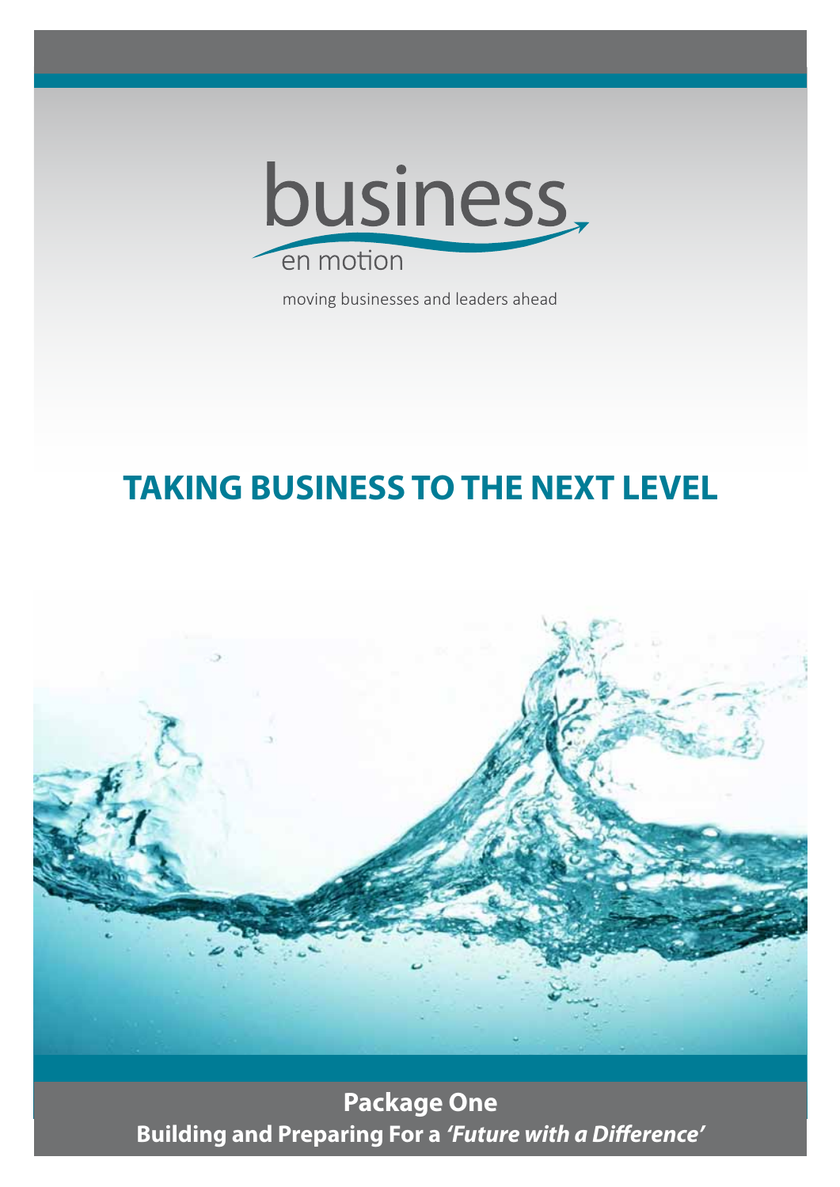business

en motion

moving businesses and leaders ahead

# TAKING BUSINESS TO THE NEXT LEVEL

**Package One**

**Building and Preparing For a *'Future with a Difference'***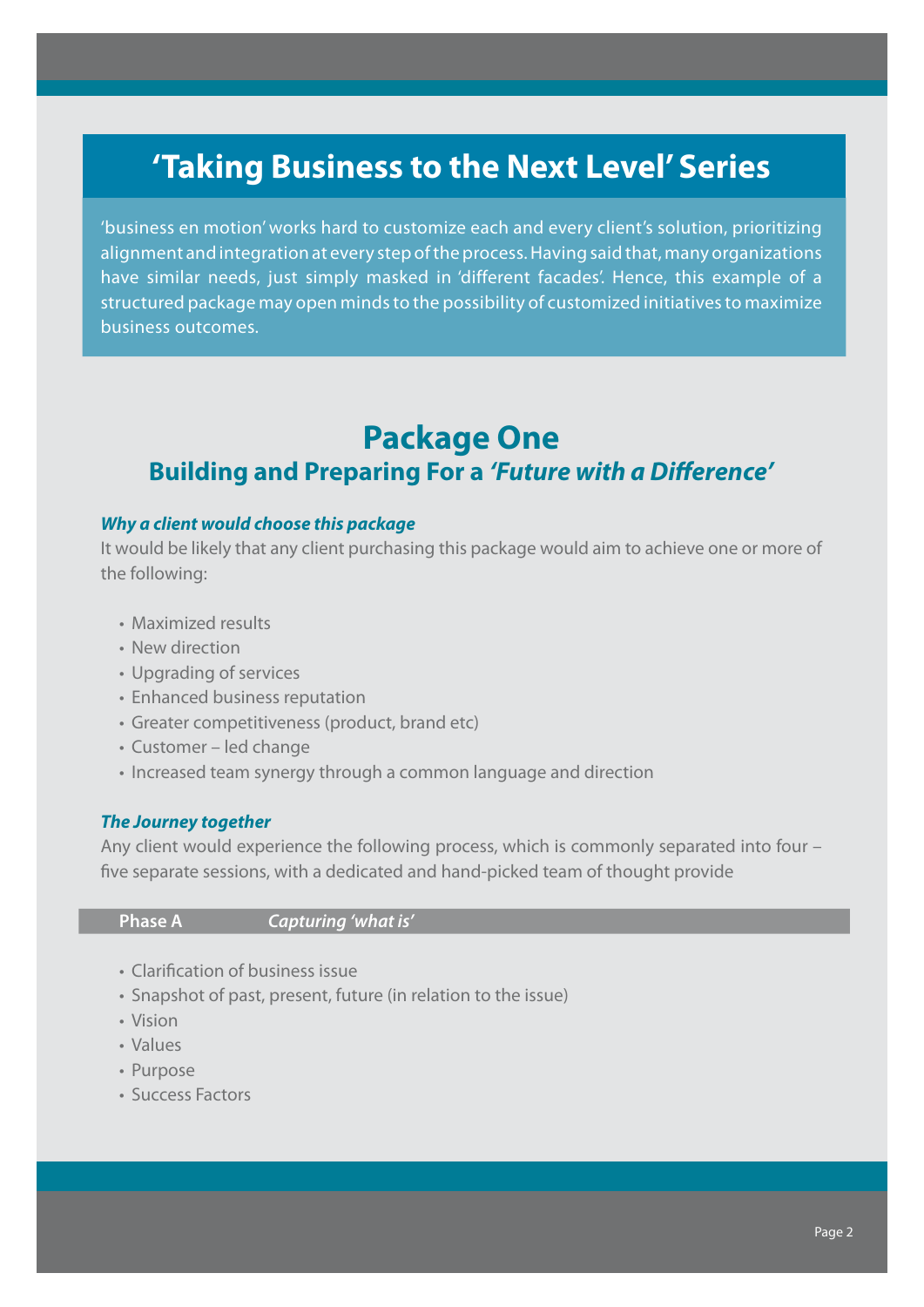# 'Taking Business to the Next Level' Series

'business en motion' works hard to customize each and every client's solution, prioritizing alignment and integration at every step of the process. Having said that, many organizations have similar needs, just simply masked in 'different facades'. Hence, this example of a structured package may open minds to the possibility of customized initiatives to maximize business outcomes.

## Package One

### Building and Preparing For a *'Future with a Difference'*

***Why a client would choose this package***

It would be likely that any client purchasing this package would aim to achieve one or more of the following:

- Maximized results
- New direction
- Upgrading of services
- Enhanced business reputation
- Greater competitiveness (product, brand etc)
- Customer – led change
- Increased team synergy through a common language and direction

***The Journey together***

Any client would experience the following process, which is commonly separated into four – five separate sessions, with a dedicated and hand-picked team of thought provide

**Phase A** *Capturing 'what is'*

- Clarification of business issue
- Snapshot of past, present, future (in relation to the issue)
- Vision
- Values
- Purpose
- Success Factors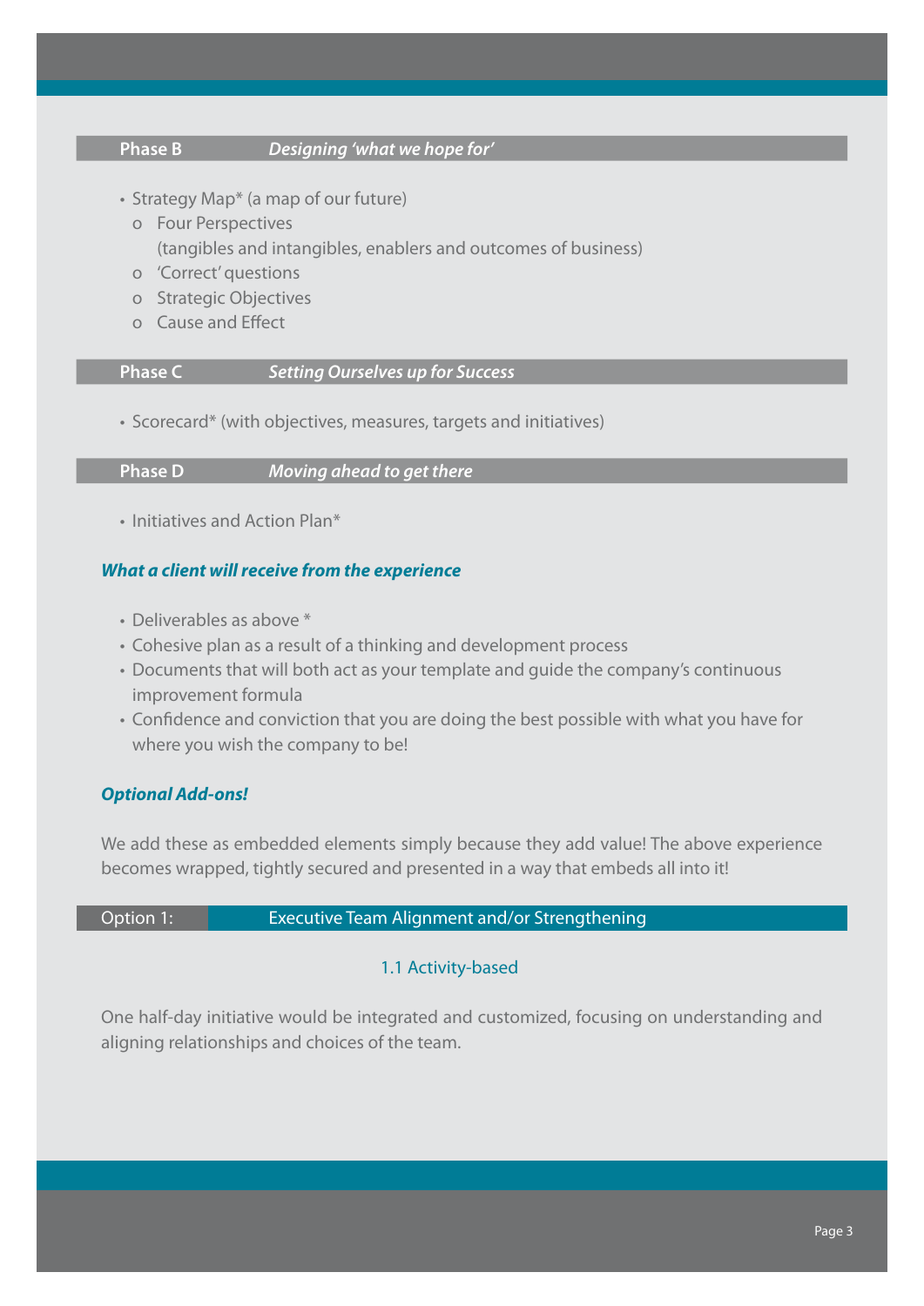### Phase B — *Designing 'what we hope for'*

- Strategy Map* (a map of our future)
  - Four Perspectives
    (tangibles and intangibles, enablers and outcomes of business)
  - 'Correct' questions
  - Strategic Objectives
  - Cause and Effect

### Phase C — *Setting Ourselves up for Success*

- Scorecard* (with objectives, measures, targets and initiatives)

### Phase D — *Moving ahead to get there*

- Initiatives and Action Plan*

***What a client will receive from the experience***

- Deliverables as above *
- Cohesive plan as a result of a thinking and development process
- Documents that will both act as your template and guide the company's continuous improvement formula
- Confidence and conviction that you are doing the best possible with what you have for where you wish the company to be!

***Optional Add-ons!***

We add these as embedded elements simply because they add value! The above experience becomes wrapped, tightly secured and presented in a way that embeds all into it!

### Option 1: Executive Team Alignment and/or Strengthening

#### 1.1 Activity-based

One half-day initiative would be integrated and customized, focusing on understanding and aligning relationships and choices of the team.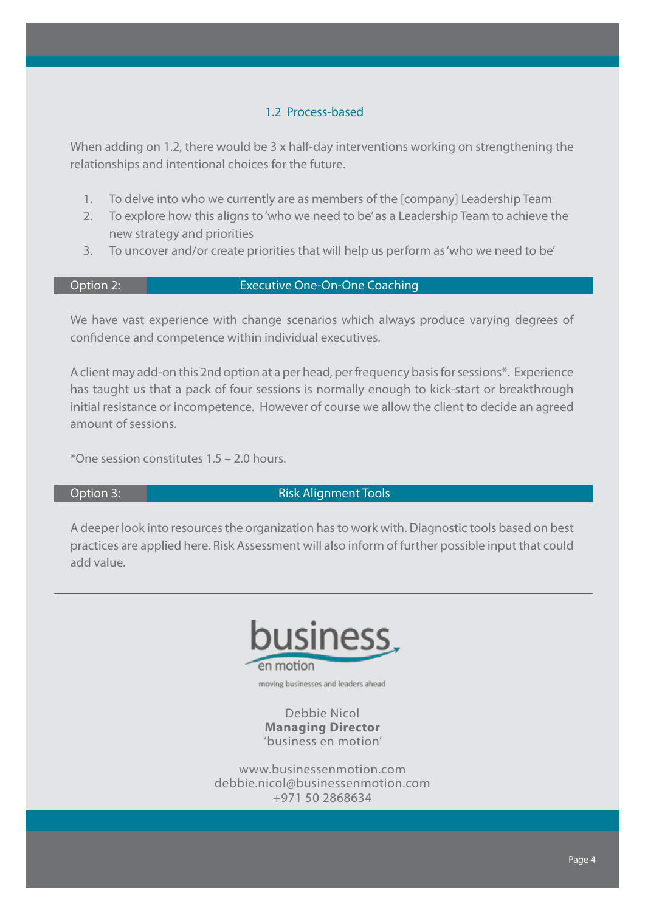### 1.2 Process-based

When adding on 1.2, there would be 3 x half-day interventions working on strengthening the relationships and intentional choices for the future.

1. To delve into who we currently are as members of the [company] Leadership Team
2. To explore how this aligns to 'who we need to be' as a Leadership Team to achieve the new strategy and priorities
3. To uncover and/or create priorities that will help us perform as 'who we need to be'

## Option 2: Executive One-On-One Coaching

We have vast experience with change scenarios which always produce varying degrees of confidence and competence within individual executives.

A client may add-on this 2nd option at a per head, per frequency basis for sessions*. Experience has taught us that a pack of four sessions is normally enough to kick-start or breakthrough initial resistance or incompetence. However of course we allow the client to decide an agreed amount of sessions.

*One session constitutes 1.5 – 2.0 hours.

## Option 3: Risk Alignment Tools

A deeper look into resources the organization has to work with. Diagnostic tools based on best practices are applied here. Risk Assessment will also inform of further possible input that could add value.

---

business en motion

moving businesses and leaders ahead

Debbie Nicol
**Managing Director**
'business en motion'

www.businessenmotion.com
debbie.nicol@businessenmotion.com
+971 50 2868634